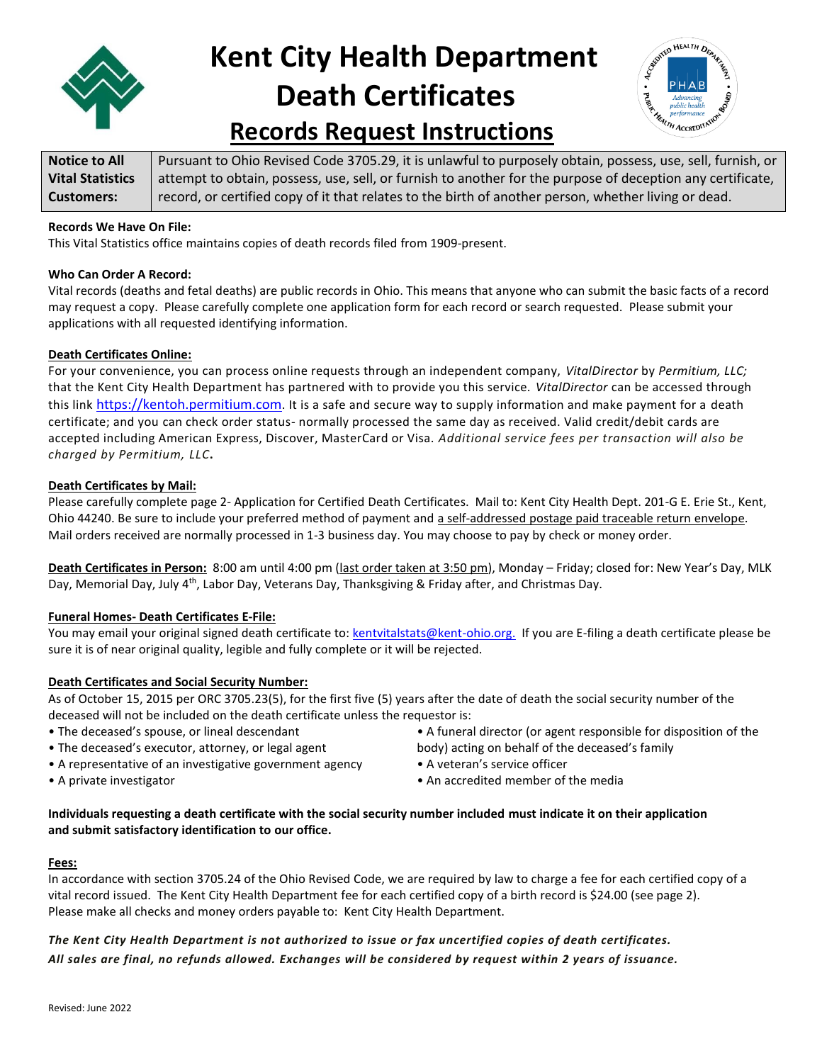# Kent City Health Department Death Certificates

## Records Request Instructions

| Notice to All Vital Statistics Customers: | Pursuant to Ohio Revised Code 3705.29, it is unlawful to purposely obtain, possess, use, sell, furnish, or attempt to obtain, possess, use, sell, or furnish to another for the purpose of deception any certificate, record, or certified copy of it that relates to the birth of another person, whether living or dead. |
|---|---|

**Records We Have On File:**
This Vital Statistics office maintains copies of death records filed from 1909-present.

**Who Can Order A Record:**
Vital records (deaths and fetal deaths) are public records in Ohio. This means that anyone who can submit the basic facts of a record may request a copy. Please carefully complete one application form for each record or search requested. Please submit your applications with all requested identifying information.

**Death Certificates Online:**
For your convenience, you can process online requests through an independent company, *VitalDirector* by *Permitium, LLC;* that the Kent City Health Department has partnered with to provide you this service. *VitalDirector* can be accessed through this link https://kentoh.permitium.com. It is a safe and secure way to supply information and make payment for a death certificate; and you can check order status- normally processed the same day as received. Valid credit/debit cards are accepted including American Express, Discover, MasterCard or Visa. *Additional service fees per transaction will also be charged by Permitium, LLC***.**

**Death Certificates by Mail:**
Please carefully complete page 2- Application for Certified Death Certificates. Mail to: Kent City Health Dept. 201-G E. Erie St., Kent, Ohio 44240. Be sure to include your preferred method of payment and a self-addressed postage paid traceable return envelope. Mail orders received are normally processed in 1-3 business day. You may choose to pay by check or money order.

**Death Certificates in Person:** 8:00 am until 4:00 pm (last order taken at 3:50 pm), Monday – Friday; closed for: New Year's Day, MLK Day, Memorial Day, July 4th, Labor Day, Veterans Day, Thanksgiving & Friday after, and Christmas Day.

**Funeral Homes- Death Certificates E-File:**
You may email your original signed death certificate to: kentvitalstats@kent-ohio.org. If you are E-filing a death certificate please be sure it is of near original quality, legible and fully complete or it will be rejected.

**Death Certificates and Social Security Number:**
As of October 15, 2015 per ORC 3705.23(5), for the first five (5) years after the date of death the social security number of the deceased will not be included on the death certificate unless the requestor is:

- The deceased's spouse, or lineal descendant
- The deceased's executor, attorney, or legal agent
- A representative of an investigative government agency
- A private investigator
- A funeral director (or agent responsible for disposition of the body) acting on behalf of the deceased's family
- A veteran's service officer
- An accredited member of the media

**Individuals requesting a death certificate with the social security number included must indicate it on their application and submit satisfactory identification to our office.**

**Fees:**
In accordance with section 3705.24 of the Ohio Revised Code, we are required by law to charge a fee for each certified copy of a vital record issued. The Kent City Health Department fee for each certified copy of a birth record is $24.00 (see page 2).
Please make all checks and money orders payable to: Kent City Health Department.

***The Kent City Health Department is not authorized to issue or fax uncertified copies of death certificates.***
***All sales are final, no refunds allowed. Exchanges will be considered by request within 2 years of issuance.***

Revised: June 2022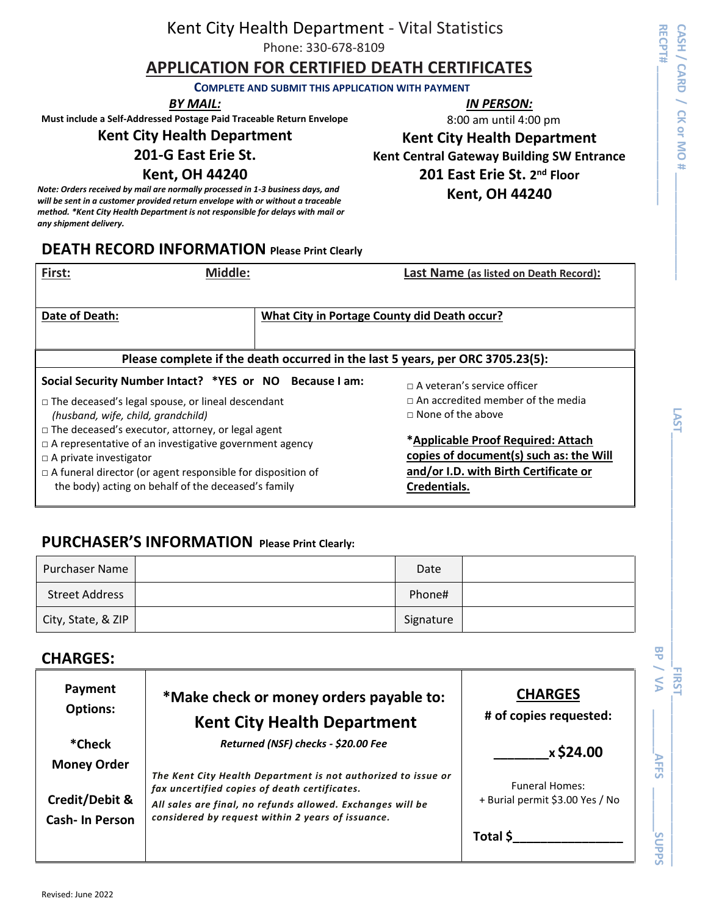# Kent City Health Department - Vital Statistics

Phone: 330-678-8109

## APPLICATION FOR CERTIFIED DEATH CERTIFICATES

**COMPLETE AND SUBMIT THIS APPLICATION WITH PAYMENT**

***BY MAIL:***

**Must include a Self-Addressed Postage Paid Traceable Return Envelope**

**Kent City Health Department**
**201-G East Erie St.**
**Kent, OH 44240**

*Note: Orders received by mail are normally processed in 1-3 business days, and will be sent in a customer provided return envelope with or without a traceable method. *Kent City Health Department is not responsible for delays with mail or any shipment delivery.*

***IN PERSON:***

8:00 am until 4:00 pm

**Kent City Health Department**
**Kent Central Gateway Building SW Entrance**
**201 East Erie St. 2nd Floor**
**Kent, OH 44240**

CASH / CARD / CK or MO # ____________

RECPT# ____________

## DEATH RECORD INFORMATION Please Print Clearly

| | | |
|---|---|---|
| **First:** | **Middle:** | **Last Name (as listed on Death Record):** |
| **Date of Death:** | **What City in Portage County did Death occur?** | |

**Please complete if the death occurred in the last 5 years, per ORC 3705.23(5):**

**Social Security Number Intact? *YES or NO Because I am:**

- □ The deceased's legal spouse, or lineal descendant *(husband, wife, child, grandchild)*
- □ The deceased's executor, attorney, or legal agent
- □ A representative of an investigative government agency
- □ A private investigator
- □ A funeral director (or agent responsible for disposition of the body) acting on behalf of the deceased's family
- □ A veteran's service officer
- □ An accredited member of the media
- □ None of the above

**\*Applicable Proof Required: Attach copies of document(s) such as: the Will and/or I.D. with Birth Certificate or Credentials.**

LAST ____________ FIRST ____________

## PURCHASER'S INFORMATION Please Print Clearly:

| | | | |
|---|---|---|---|
| Purchaser Name | | Date | |
| Street Address | | Phone# | |
| City, State, & ZIP | | Signature | |

## CHARGES:

| | | |
|---|---|---|
| **Payment Options:**<br><br>**\*Check**<br>**Money Order**<br><br>**Credit/Debit & Cash- In Person** | **\*Make check or money orders payable to: Kent City Health Department**<br><br>***Returned (NSF) checks - $20.00 Fee***<br><br>*The Kent City Health Department is not authorized to issue or fax uncertified copies of death certificates.*<br>*All sales are final, no refunds allowed. Exchanges will be considered by request within 2 years of issuance.* | **CHARGES**<br>**# of copies requested:**<br><br>**_______x $24.00**<br><br>Funeral Homes:<br>+ Burial permit $3.00 Yes / No<br><br>**Total $_______________** |

BP / VA _____ AFFS _____ SUPPS _____

Revised: June 2022